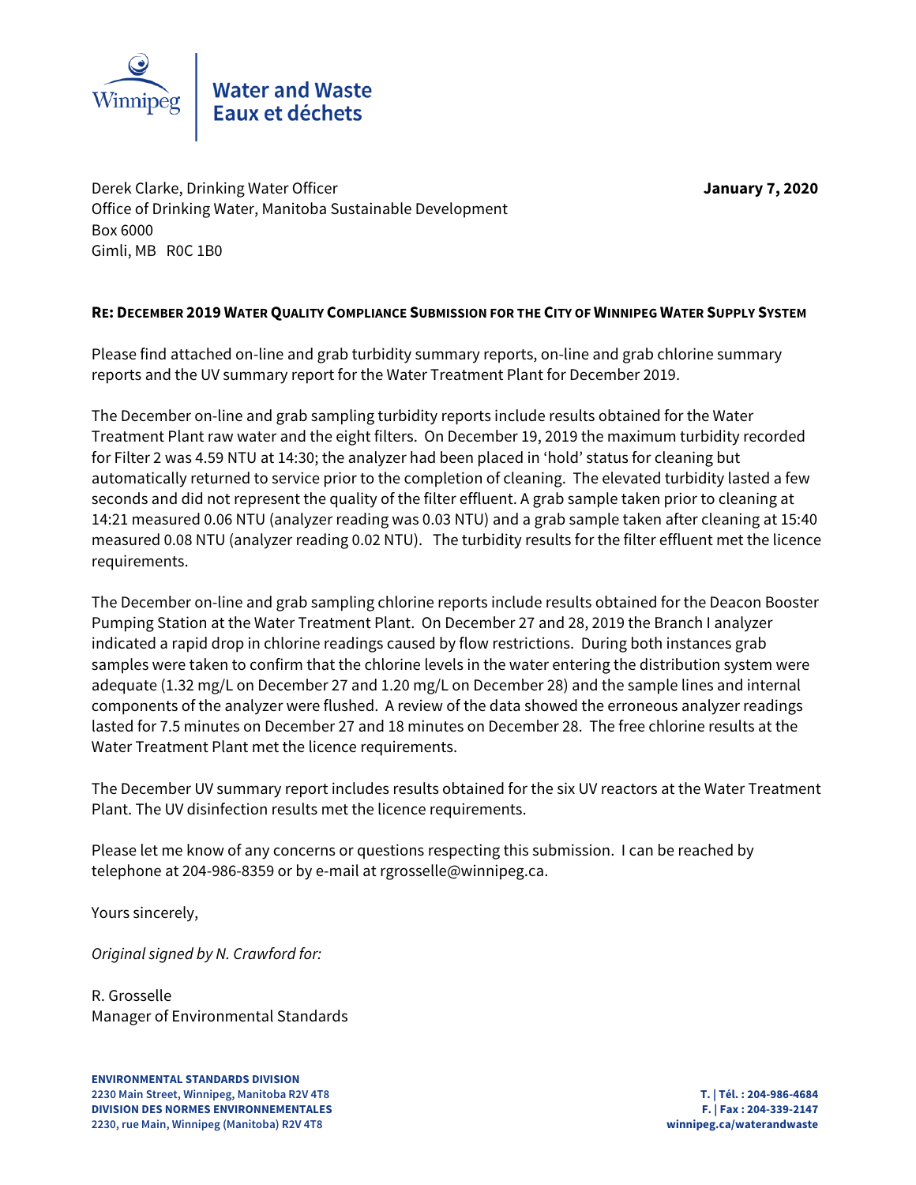Winnipeg

**Water and Waste**
**Eaux et déchets**

Derek Clarke, Drinking Water Officer
Office of Drinking Water, Manitoba Sustainable Development
Box 6000
Gimli, MB R0C 1B0

**January 7, 2020**

**RE: DECEMBER 2019 WATER QUALITY COMPLIANCE SUBMISSION FOR THE CITY OF WINNIPEG WATER SUPPLY SYSTEM**

Please find attached on-line and grab turbidity summary reports, on-line and grab chlorine summary reports and the UV summary report for the Water Treatment Plant for December 2019.

The December on-line and grab sampling turbidity reports include results obtained for the Water Treatment Plant raw water and the eight filters. On December 19, 2019 the maximum turbidity recorded for Filter 2 was 4.59 NTU at 14:30; the analyzer had been placed in 'hold' status for cleaning but automatically returned to service prior to the completion of cleaning. The elevated turbidity lasted a few seconds and did not represent the quality of the filter effluent. A grab sample taken prior to cleaning at 14:21 measured 0.06 NTU (analyzer reading was 0.03 NTU) and a grab sample taken after cleaning at 15:40 measured 0.08 NTU (analyzer reading 0.02 NTU). The turbidity results for the filter effluent met the licence requirements.

The December on-line and grab sampling chlorine reports include results obtained for the Deacon Booster Pumping Station at the Water Treatment Plant. On December 27 and 28, 2019 the Branch I analyzer indicated a rapid drop in chlorine readings caused by flow restrictions. During both instances grab samples were taken to confirm that the chlorine levels in the water entering the distribution system were adequate (1.32 mg/L on December 27 and 1.20 mg/L on December 28) and the sample lines and internal components of the analyzer were flushed. A review of the data showed the erroneous analyzer readings lasted for 7.5 minutes on December 27 and 18 minutes on December 28. The free chlorine results at the Water Treatment Plant met the licence requirements.

The December UV summary report includes results obtained for the six UV reactors at the Water Treatment Plant. The UV disinfection results met the licence requirements.

Please let me know of any concerns or questions respecting this submission. I can be reached by telephone at 204-986-8359 or by e-mail at rgrosselle@winnipeg.ca.

Yours sincerely,

*Original signed by N. Crawford for:*

R. Grosselle
Manager of Environmental Standards

**ENVIRONMENTAL STANDARDS DIVISION**
**2230 Main Street, Winnipeg, Manitoba R2V 4T8**
**DIVISION DES NORMES ENVIRONNEMENTALES**
**2230, rue Main, Winnipeg (Manitoba) R2V 4T8**

**T. | Tél. : 204-986-4684**
**F. | Fax : 204-339-2147**
**winnipeg.ca/waterandwaste**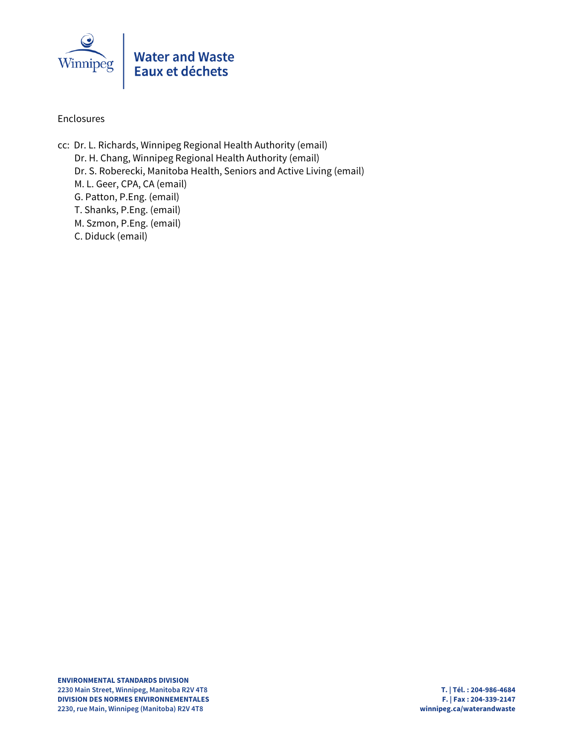Enclosures

cc: Dr. L. Richards, Winnipeg Regional Health Authority (email)
Dr. H. Chang, Winnipeg Regional Health Authority (email)
Dr. S. Roberecki, Manitoba Health, Seniors and Active Living (email)
M. L. Geer, CPA, CA (email)
G. Patton, P.Eng. (email)
T. Shanks, P.Eng. (email)
M. Szmon, P.Eng. (email)
C. Diduck (email)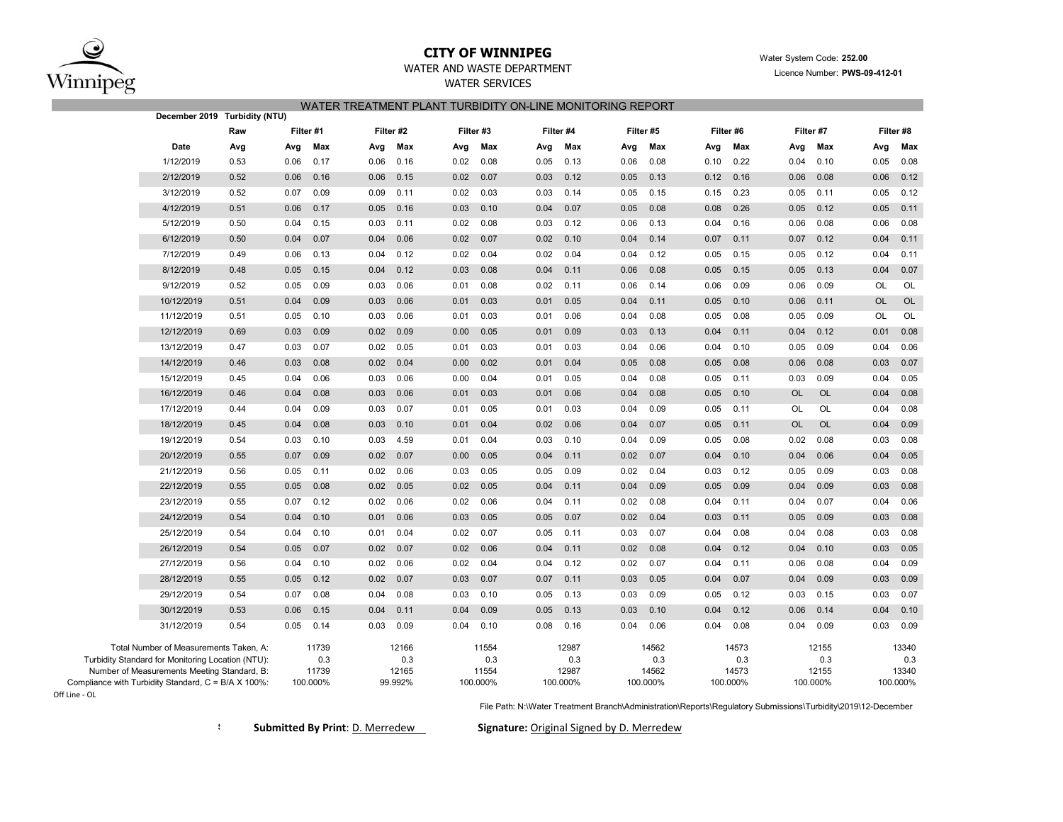# CITY OF WINNIPEG

WATER AND WASTE DEPARTMENT

WATER SERVICES

Water System Code: **252.00**

Licence Number: **PWS-09-412-01**

## WATER TREATMENT PLANT TURBIDITY ON-LINE MONITORING REPORT

**December 2019 Turbidity (NTU)**

| | Raw | Filter #1 | | Filter #2 | | Filter #3 | | Filter #4 | | Filter #5 | | Filter #6 | | Filter #7 | | Filter #8 | |
|---|---|---|---|---|---|---|---|---|---|---|---|---|---|---|---|---|---|
| **Date** | **Avg** | **Avg** | **Max** | **Avg** | **Max** | **Avg** | **Max** | **Avg** | **Max** | **Avg** | **Max** | **Avg** | **Max** | **Avg** | **Max** | **Avg** | **Max** |
| 1/12/2019 | 0.53 | 0.06 | 0.17 | 0.06 | 0.16 | 0.02 | 0.08 | 0.05 | 0.13 | 0.06 | 0.08 | 0.10 | 0.22 | 0.04 | 0.10 | 0.05 | 0.08 |
| 2/12/2019 | 0.52 | 0.06 | 0.16 | 0.06 | 0.15 | 0.02 | 0.07 | 0.03 | 0.12 | 0.05 | 0.13 | 0.12 | 0.16 | 0.06 | 0.08 | 0.06 | 0.12 |
| 3/12/2019 | 0.52 | 0.07 | 0.09 | 0.09 | 0.11 | 0.02 | 0.03 | 0.03 | 0.14 | 0.05 | 0.15 | 0.15 | 0.23 | 0.05 | 0.11 | 0.05 | 0.12 |
| 4/12/2019 | 0.51 | 0.06 | 0.17 | 0.05 | 0.16 | 0.03 | 0.10 | 0.04 | 0.07 | 0.05 | 0.08 | 0.08 | 0.26 | 0.05 | 0.12 | 0.05 | 0.11 |
| 5/12/2019 | 0.50 | 0.04 | 0.15 | 0.03 | 0.11 | 0.02 | 0.08 | 0.03 | 0.12 | 0.06 | 0.13 | 0.04 | 0.16 | 0.06 | 0.08 | 0.06 | 0.08 |
| 6/12/2019 | 0.50 | 0.04 | 0.07 | 0.04 | 0.06 | 0.02 | 0.07 | 0.02 | 0.10 | 0.04 | 0.14 | 0.07 | 0.11 | 0.07 | 0.12 | 0.04 | 0.11 |
| 7/12/2019 | 0.49 | 0.06 | 0.13 | 0.04 | 0.12 | 0.02 | 0.04 | 0.02 | 0.04 | 0.04 | 0.12 | 0.05 | 0.15 | 0.05 | 0.12 | 0.04 | 0.11 |
| 8/12/2019 | 0.48 | 0.05 | 0.15 | 0.04 | 0.12 | 0.03 | 0.08 | 0.04 | 0.11 | 0.06 | 0.08 | 0.05 | 0.15 | 0.05 | 0.13 | 0.04 | 0.07 |
| 9/12/2019 | 0.52 | 0.05 | 0.09 | 0.03 | 0.06 | 0.01 | 0.08 | 0.02 | 0.11 | 0.06 | 0.14 | 0.06 | 0.09 | 0.06 | 0.09 | OL | OL |
| 10/12/2019 | 0.51 | 0.04 | 0.09 | 0.03 | 0.06 | 0.01 | 0.03 | 0.01 | 0.05 | 0.04 | 0.11 | 0.05 | 0.10 | 0.06 | 0.11 | OL | OL |
| 11/12/2019 | 0.51 | 0.05 | 0.10 | 0.03 | 0.06 | 0.01 | 0.03 | 0.01 | 0.06 | 0.04 | 0.08 | 0.05 | 0.08 | 0.05 | 0.09 | OL | OL |
| 12/12/2019 | 0.69 | 0.03 | 0.09 | 0.02 | 0.09 | 0.00 | 0.05 | 0.01 | 0.09 | 0.03 | 0.13 | 0.04 | 0.11 | 0.04 | 0.12 | 0.01 | 0.08 |
| 13/12/2019 | 0.47 | 0.03 | 0.07 | 0.02 | 0.05 | 0.01 | 0.03 | 0.01 | 0.03 | 0.04 | 0.06 | 0.04 | 0.10 | 0.05 | 0.09 | 0.04 | 0.06 |
| 14/12/2019 | 0.46 | 0.03 | 0.08 | 0.02 | 0.04 | 0.00 | 0.02 | 0.01 | 0.04 | 0.05 | 0.08 | 0.05 | 0.08 | 0.06 | 0.08 | 0.03 | 0.07 |
| 15/12/2019 | 0.45 | 0.04 | 0.06 | 0.03 | 0.06 | 0.00 | 0.04 | 0.01 | 0.05 | 0.04 | 0.08 | 0.05 | 0.11 | 0.03 | 0.09 | 0.04 | 0.05 |
| 16/12/2019 | 0.46 | 0.04 | 0.08 | 0.03 | 0.06 | 0.01 | 0.03 | 0.01 | 0.06 | 0.04 | 0.08 | 0.05 | 0.10 | OL | OL | 0.04 | 0.08 |
| 17/12/2019 | 0.44 | 0.04 | 0.09 | 0.03 | 0.07 | 0.01 | 0.05 | 0.01 | 0.03 | 0.04 | 0.09 | 0.05 | 0.11 | OL | OL | 0.04 | 0.08 |
| 18/12/2019 | 0.45 | 0.04 | 0.08 | 0.03 | 0.10 | 0.01 | 0.04 | 0.02 | 0.06 | 0.04 | 0.07 | 0.05 | 0.11 | OL | OL | 0.04 | 0.09 |
| 19/12/2019 | 0.54 | 0.03 | 0.10 | 0.03 | 4.59 | 0.01 | 0.04 | 0.03 | 0.10 | 0.04 | 0.09 | 0.05 | 0.08 | 0.02 | 0.08 | 0.03 | 0.08 |
| 20/12/2019 | 0.55 | 0.07 | 0.09 | 0.02 | 0.07 | 0.00 | 0.05 | 0.04 | 0.11 | 0.02 | 0.07 | 0.04 | 0.10 | 0.04 | 0.06 | 0.04 | 0.05 |
| 21/12/2019 | 0.56 | 0.05 | 0.11 | 0.02 | 0.06 | 0.03 | 0.05 | 0.05 | 0.09 | 0.02 | 0.04 | 0.03 | 0.12 | 0.05 | 0.09 | 0.03 | 0.08 |
| 22/12/2019 | 0.55 | 0.05 | 0.08 | 0.02 | 0.05 | 0.02 | 0.05 | 0.04 | 0.11 | 0.04 | 0.09 | 0.05 | 0.09 | 0.04 | 0.09 | 0.03 | 0.08 |
| 23/12/2019 | 0.55 | 0.07 | 0.12 | 0.02 | 0.06 | 0.02 | 0.06 | 0.04 | 0.11 | 0.02 | 0.08 | 0.04 | 0.11 | 0.04 | 0.07 | 0.04 | 0.06 |
| 24/12/2019 | 0.54 | 0.04 | 0.10 | 0.01 | 0.06 | 0.03 | 0.05 | 0.05 | 0.07 | 0.02 | 0.04 | 0.03 | 0.11 | 0.05 | 0.09 | 0.03 | 0.08 |
| 25/12/2019 | 0.54 | 0.04 | 0.10 | 0.01 | 0.04 | 0.02 | 0.07 | 0.05 | 0.11 | 0.03 | 0.07 | 0.04 | 0.08 | 0.04 | 0.08 | 0.03 | 0.08 |
| 26/12/2019 | 0.54 | 0.05 | 0.07 | 0.02 | 0.07 | 0.02 | 0.06 | 0.04 | 0.11 | 0.02 | 0.08 | 0.04 | 0.12 | 0.04 | 0.10 | 0.03 | 0.05 |
| 27/12/2019 | 0.56 | 0.04 | 0.10 | 0.02 | 0.06 | 0.02 | 0.04 | 0.04 | 0.12 | 0.02 | 0.07 | 0.04 | 0.11 | 0.06 | 0.08 | 0.04 | 0.09 |
| 28/12/2019 | 0.55 | 0.05 | 0.12 | 0.02 | 0.07 | 0.03 | 0.07 | 0.07 | 0.11 | 0.03 | 0.05 | 0.04 | 0.07 | 0.04 | 0.09 | 0.03 | 0.09 |
| 29/12/2019 | 0.54 | 0.07 | 0.08 | 0.04 | 0.08 | 0.03 | 0.10 | 0.05 | 0.13 | 0.03 | 0.09 | 0.05 | 0.12 | 0.03 | 0.15 | 0.03 | 0.07 |
| 30/12/2019 | 0.53 | 0.06 | 0.15 | 0.04 | 0.11 | 0.04 | 0.09 | 0.05 | 0.13 | 0.03 | 0.10 | 0.04 | 0.12 | 0.06 | 0.14 | 0.04 | 0.10 |
| 31/12/2019 | 0.54 | 0.05 | 0.14 | 0.03 | 0.09 | 0.04 | 0.10 | 0.08 | 0.16 | 0.04 | 0.06 | 0.04 | 0.08 | 0.04 | 0.09 | 0.03 | 0.09 |
| Total Number of Measurements Taken, A: | | | 11739 | | 12166 | | 11554 | | 12987 | | 14562 | | 14573 | | 12155 | | 13340 |
| Turbidity Standard for Monitoring Location (NTU): | | | 0.3 | | 0.3 | | 0.3 | | 0.3 | | 0.3 | | 0.3 | | 0.3 | | 0.3 |
| Number of Measurements Meeting Standard, B: | | | 11739 | | 12165 | | 11554 | | 12987 | | 14562 | | 14573 | | 12155 | | 13340 |
| Compliance with Turbidity Standard, C = B/A X 100%: | | | 100.000% | | 99.992% | | 100.000% | | 100.000% | | 100.000% | | 100.000% | | 100.000% | | 100.000% |

Off Line - OL

File Path: N:\Water Treatment Branch\Administration\Reports\Regulatory Submissions\Turbidity\2019\12-December

**Submitted By Print**: D. Merredew **Signature:** Original Signed by D. Merredew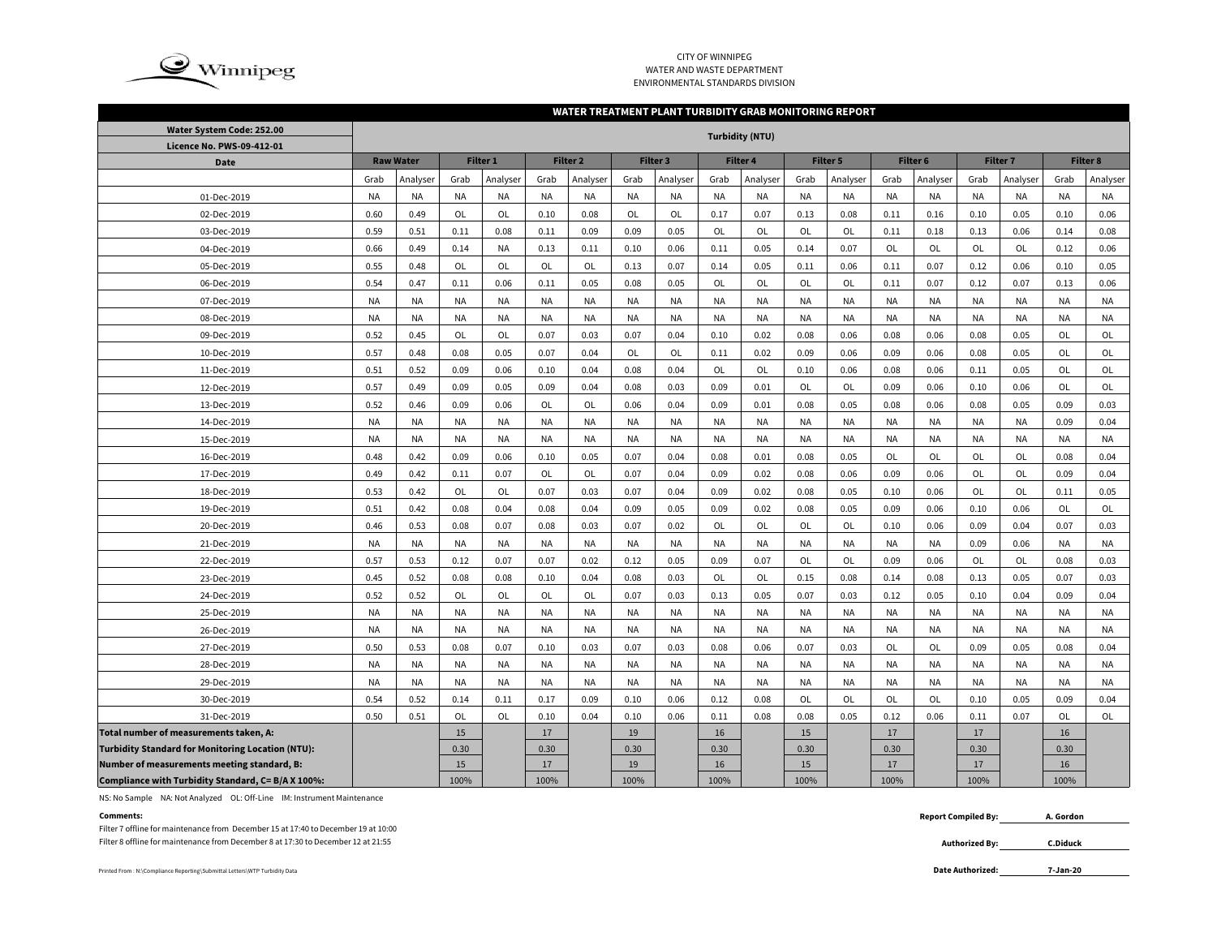CITY OF WINNIPEG
WATER AND WASTE DEPARTMENT
ENVIRONMENTAL STANDARDS DIVISION

## WATER TREATMENT PLANT TURBIDITY GRAB MONITORING REPORT

| Water System Code: 252.00 | Turbidity (NTU) | | | | | | | | | | | | | | | | | |
|---|---|---|---|---|---|---|---|---|---|---|---|---|---|---|---|---|---|---|
| Licence No. PWS-09-412-01 | | | | | | | | | | | | | | | | | | |
| Date | Raw Water | | Filter 1 | | Filter 2 | | Filter 3 | | Filter 4 | | Filter 5 | | Filter 6 | | Filter 7 | | Filter 8 | |
| | Grab | Analyser | Grab | Analyser | Grab | Analyser | Grab | Analyser | Grab | Analyser | Grab | Analyser | Grab | Analyser | Grab | Analyser | Grab | Analyser |
| 01-Dec-2019 | NA | NA | NA | NA | NA | NA | NA | NA | NA | NA | NA | NA | NA | NA | NA | NA | NA | NA |
| 02-Dec-2019 | 0.60 | 0.49 | OL | OL | 0.10 | 0.08 | OL | OL | 0.17 | 0.07 | 0.13 | 0.08 | 0.11 | 0.16 | 0.10 | 0.05 | 0.10 | 0.06 |
| 03-Dec-2019 | 0.59 | 0.51 | 0.11 | 0.08 | 0.11 | 0.09 | 0.09 | 0.05 | OL | OL | OL | OL | 0.11 | 0.18 | 0.13 | 0.06 | 0.14 | 0.08 |
| 04-Dec-2019 | 0.66 | 0.49 | 0.14 | NA | 0.13 | 0.11 | 0.10 | 0.06 | 0.11 | 0.05 | 0.14 | 0.07 | OL | OL | OL | OL | 0.12 | 0.06 |
| 05-Dec-2019 | 0.55 | 0.48 | OL | OL | OL | OL | 0.13 | 0.07 | 0.14 | 0.05 | 0.11 | 0.06 | 0.11 | 0.07 | 0.12 | 0.06 | 0.10 | 0.05 |
| 06-Dec-2019 | 0.54 | 0.47 | 0.11 | 0.06 | 0.11 | 0.05 | 0.08 | 0.05 | OL | OL | OL | OL | 0.11 | 0.07 | 0.12 | 0.07 | 0.13 | 0.06 |
| 07-Dec-2019 | NA | NA | NA | NA | NA | NA | NA | NA | NA | NA | NA | NA | NA | NA | NA | NA | NA | NA |
| 08-Dec-2019 | NA | NA | NA | NA | NA | NA | NA | NA | NA | NA | NA | NA | NA | NA | NA | NA | NA | NA |
| 09-Dec-2019 | 0.52 | 0.45 | OL | OL | 0.07 | 0.03 | 0.07 | 0.04 | 0.10 | 0.02 | 0.08 | 0.06 | 0.08 | 0.06 | 0.08 | 0.05 | OL | OL |
| 10-Dec-2019 | 0.57 | 0.48 | 0.08 | 0.05 | 0.07 | 0.04 | OL | OL | 0.11 | 0.02 | 0.09 | 0.06 | 0.09 | 0.06 | 0.08 | 0.05 | OL | OL |
| 11-Dec-2019 | 0.51 | 0.52 | 0.09 | 0.06 | 0.10 | 0.04 | 0.08 | 0.04 | OL | OL | 0.10 | 0.06 | 0.08 | 0.06 | 0.11 | 0.05 | OL | OL |
| 12-Dec-2019 | 0.57 | 0.49 | 0.09 | 0.05 | 0.09 | 0.04 | 0.08 | 0.03 | 0.09 | 0.01 | OL | OL | 0.09 | 0.06 | 0.10 | 0.06 | OL | OL |
| 13-Dec-2019 | 0.52 | 0.46 | 0.09 | 0.06 | OL | OL | 0.06 | 0.04 | 0.09 | 0.01 | 0.08 | 0.05 | 0.08 | 0.06 | 0.08 | 0.05 | 0.09 | 0.03 |
| 14-Dec-2019 | NA | NA | NA | NA | NA | NA | NA | NA | NA | NA | NA | NA | NA | NA | NA | NA | 0.09 | 0.04 |
| 15-Dec-2019 | NA | NA | NA | NA | NA | NA | NA | NA | NA | NA | NA | NA | NA | NA | NA | NA | NA | NA |
| 16-Dec-2019 | 0.48 | 0.42 | 0.09 | 0.06 | 0.10 | 0.05 | 0.07 | 0.04 | 0.08 | 0.01 | 0.08 | 0.05 | OL | OL | OL | OL | 0.08 | 0.04 |
| 17-Dec-2019 | 0.49 | 0.42 | 0.11 | 0.07 | OL | OL | 0.07 | 0.04 | 0.09 | 0.02 | 0.08 | 0.06 | 0.09 | 0.06 | OL | OL | 0.09 | 0.04 |
| 18-Dec-2019 | 0.53 | 0.42 | OL | OL | 0.07 | 0.03 | 0.07 | 0.04 | 0.09 | 0.02 | 0.08 | 0.05 | 0.10 | 0.06 | OL | OL | 0.11 | 0.05 |
| 19-Dec-2019 | 0.51 | 0.42 | 0.08 | 0.04 | 0.08 | 0.04 | 0.09 | 0.05 | 0.09 | 0.02 | 0.08 | 0.05 | 0.09 | 0.06 | 0.10 | 0.06 | OL | OL |
| 20-Dec-2019 | 0.46 | 0.53 | 0.08 | 0.07 | 0.08 | 0.03 | 0.07 | 0.02 | OL | OL | OL | OL | 0.10 | 0.06 | 0.09 | 0.04 | 0.07 | 0.03 |
| 21-Dec-2019 | NA | NA | NA | NA | NA | NA | NA | NA | NA | NA | NA | NA | NA | NA | 0.09 | 0.06 | NA | NA |
| 22-Dec-2019 | 0.57 | 0.53 | 0.12 | 0.07 | 0.07 | 0.02 | 0.12 | 0.05 | 0.09 | 0.07 | OL | OL | 0.09 | 0.06 | OL | OL | 0.08 | 0.03 |
| 23-Dec-2019 | 0.45 | 0.52 | 0.08 | 0.08 | 0.10 | 0.04 | 0.08 | 0.03 | OL | OL | 0.15 | 0.08 | 0.14 | 0.08 | 0.13 | 0.05 | 0.07 | 0.03 |
| 24-Dec-2019 | 0.52 | 0.52 | OL | OL | OL | OL | 0.07 | 0.03 | 0.13 | 0.05 | 0.07 | 0.03 | 0.12 | 0.05 | 0.10 | 0.04 | 0.09 | 0.04 |
| 25-Dec-2019 | NA | NA | NA | NA | NA | NA | NA | NA | NA | NA | NA | NA | NA | NA | NA | NA | NA | NA |
| 26-Dec-2019 | NA | NA | NA | NA | NA | NA | NA | NA | NA | NA | NA | NA | NA | NA | NA | NA | NA | NA |
| 27-Dec-2019 | 0.50 | 0.53 | 0.08 | 0.07 | 0.10 | 0.03 | 0.07 | 0.03 | 0.08 | 0.06 | 0.07 | 0.03 | OL | OL | 0.09 | 0.05 | 0.08 | 0.04 |
| 28-Dec-2019 | NA | NA | NA | NA | NA | NA | NA | NA | NA | NA | NA | NA | NA | NA | NA | NA | NA | NA |
| 29-Dec-2019 | NA | NA | NA | NA | NA | NA | NA | NA | NA | NA | NA | NA | NA | NA | NA | NA | NA | NA |
| 30-Dec-2019 | 0.54 | 0.52 | 0.14 | 0.11 | 0.17 | 0.09 | 0.10 | 0.06 | 0.12 | 0.08 | OL | OL | OL | OL | 0.10 | 0.05 | 0.09 | 0.04 |
| 31-Dec-2019 | 0.50 | 0.51 | OL | OL | 0.10 | 0.04 | 0.10 | 0.06 | 0.11 | 0.08 | 0.08 | 0.05 | 0.12 | 0.06 | 0.11 | 0.07 | OL | OL |
| **Total number of measurements taken, A:** | | | 15 | | 17 | | 19 | | 16 | | 15 | | 17 | | 17 | | 16 | |
| **Turbidity Standard for Monitoring Location (NTU):** | | | 0.30 | | 0.30 | | 0.30 | | 0.30 | | 0.30 | | 0.30 | | 0.30 | | 0.30 | |
| **Number of measurements meeting standard, B:** | | | 15 | | 17 | | 19 | | 16 | | 15 | | 17 | | 17 | | 16 | |
| **Compliance with Turbidity Standard, C= B/A X 100%:** | | | 100% | | 100% | | 100% | | 100% | | 100% | | 100% | | 100% | | 100% | |

NS: No Sample NA: Not Analyzed OL: Off-Line IM: Instrument Maintenance

**Comments:**

Filter 7 offline for maintenance from December 15 at 17:40 to December 19 at 10:00

Filter 8 offline for maintenance from December 8 at 17:30 to December 12 at 21:55

**Report Compiled By:** A. Gordon

**Authorized By:** C.Diduck

**Date Authorized:** 7-Jan-20

Printed From : N:\Compliance Reporting\Submittal Letters\WTP Turbidity Data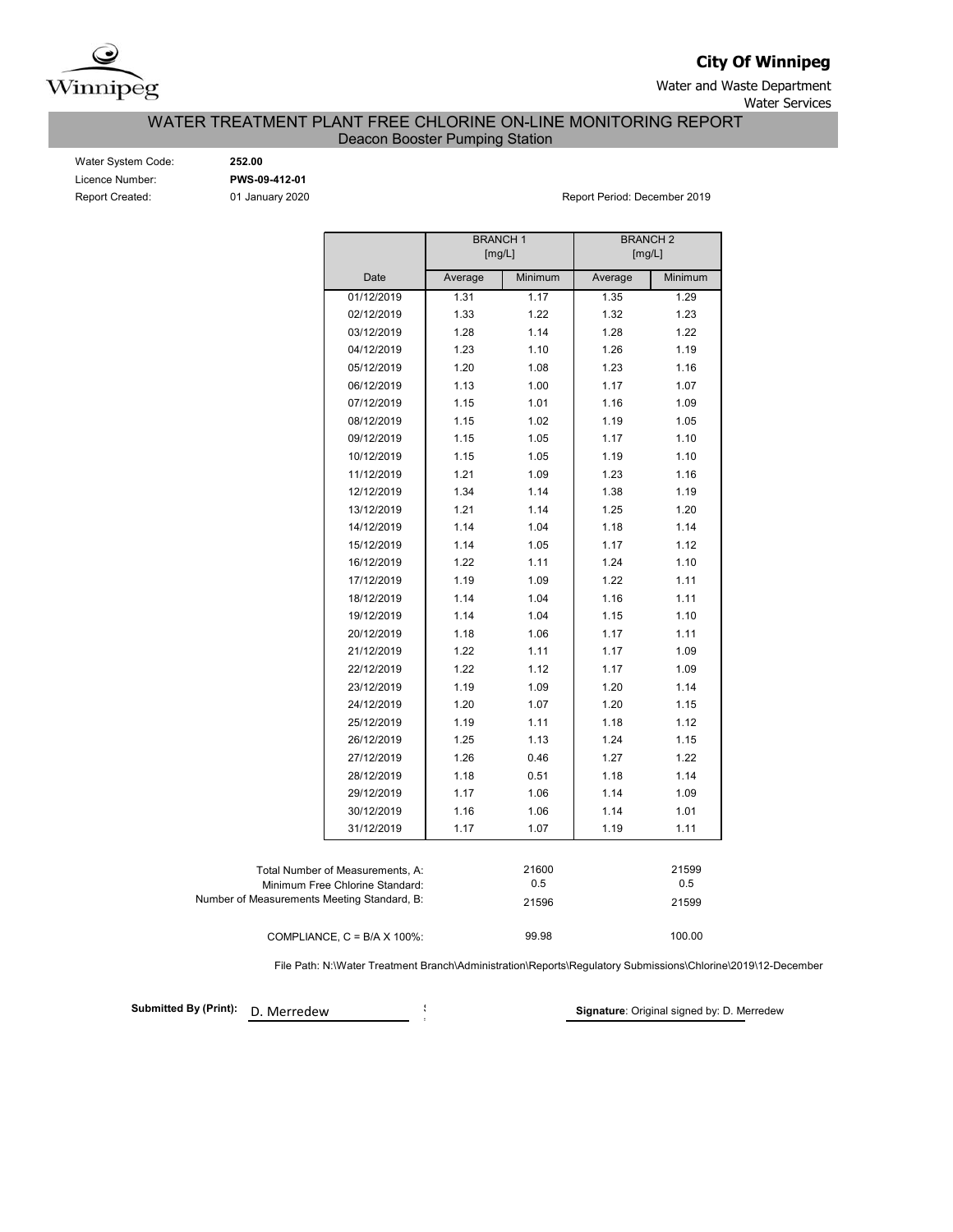**City Of Winnipeg**

Water and Waste Department
Water Services

# WATER TREATMENT PLANT FREE CHLORINE ON-LINE MONITORING REPORT

## Deacon Booster Pumping Station

Water System Code: **252.00**
Licence Number: **PWS-09-412-01**
Report Created: 01 January 2020

Report Period: December 2019

| | BRANCH 1 [mg/L] | | BRANCH 2 [mg/L] | |
|---|---|---|---|---|
| Date | Average | Minimum | Average | Minimum |
| 01/12/2019 | 1.31 | 1.17 | 1.35 | 1.29 |
| 02/12/2019 | 1.33 | 1.22 | 1.32 | 1.23 |
| 03/12/2019 | 1.28 | 1.14 | 1.28 | 1.22 |
| 04/12/2019 | 1.23 | 1.10 | 1.26 | 1.19 |
| 05/12/2019 | 1.20 | 1.08 | 1.23 | 1.16 |
| 06/12/2019 | 1.13 | 1.00 | 1.17 | 1.07 |
| 07/12/2019 | 1.15 | 1.01 | 1.16 | 1.09 |
| 08/12/2019 | 1.15 | 1.02 | 1.19 | 1.05 |
| 09/12/2019 | 1.15 | 1.05 | 1.17 | 1.10 |
| 10/12/2019 | 1.15 | 1.05 | 1.19 | 1.10 |
| 11/12/2019 | 1.21 | 1.09 | 1.23 | 1.16 |
| 12/12/2019 | 1.34 | 1.14 | 1.38 | 1.19 |
| 13/12/2019 | 1.21 | 1.14 | 1.25 | 1.20 |
| 14/12/2019 | 1.14 | 1.04 | 1.18 | 1.14 |
| 15/12/2019 | 1.14 | 1.05 | 1.17 | 1.12 |
| 16/12/2019 | 1.22 | 1.11 | 1.24 | 1.10 |
| 17/12/2019 | 1.19 | 1.09 | 1.22 | 1.11 |
| 18/12/2019 | 1.14 | 1.04 | 1.16 | 1.11 |
| 19/12/2019 | 1.14 | 1.04 | 1.15 | 1.10 |
| 20/12/2019 | 1.18 | 1.06 | 1.17 | 1.11 |
| 21/12/2019 | 1.22 | 1.11 | 1.17 | 1.09 |
| 22/12/2019 | 1.22 | 1.12 | 1.17 | 1.09 |
| 23/12/2019 | 1.19 | 1.09 | 1.20 | 1.14 |
| 24/12/2019 | 1.20 | 1.07 | 1.20 | 1.15 |
| 25/12/2019 | 1.19 | 1.11 | 1.18 | 1.12 |
| 26/12/2019 | 1.25 | 1.13 | 1.24 | 1.15 |
| 27/12/2019 | 1.26 | 0.46 | 1.27 | 1.22 |
| 28/12/2019 | 1.18 | 0.51 | 1.18 | 1.14 |
| 29/12/2019 | 1.17 | 1.06 | 1.14 | 1.09 |
| 30/12/2019 | 1.16 | 1.06 | 1.14 | 1.01 |
| 31/12/2019 | 1.17 | 1.07 | 1.19 | 1.11 |

| | Branch 1 | Branch 2 |
|---|---|---|
| Total Number of Measurements, A: | 21600 | 21599 |
| Minimum Free Chlorine Standard: | 0.5 | 0.5 |
| Number of Measurements Meeting Standard, B: | 21596 | 21599 |
| COMPLIANCE, C = B/A X 100%: | 99.98 | 100.00 |

File Path: N:\Water Treatment Branch\Administration\Reports\Regulatory Submissions\Chlorine\2019\12-December

**Submitted By (Print):** D. Merredew

**Signature**: Original signed by: D. Merredew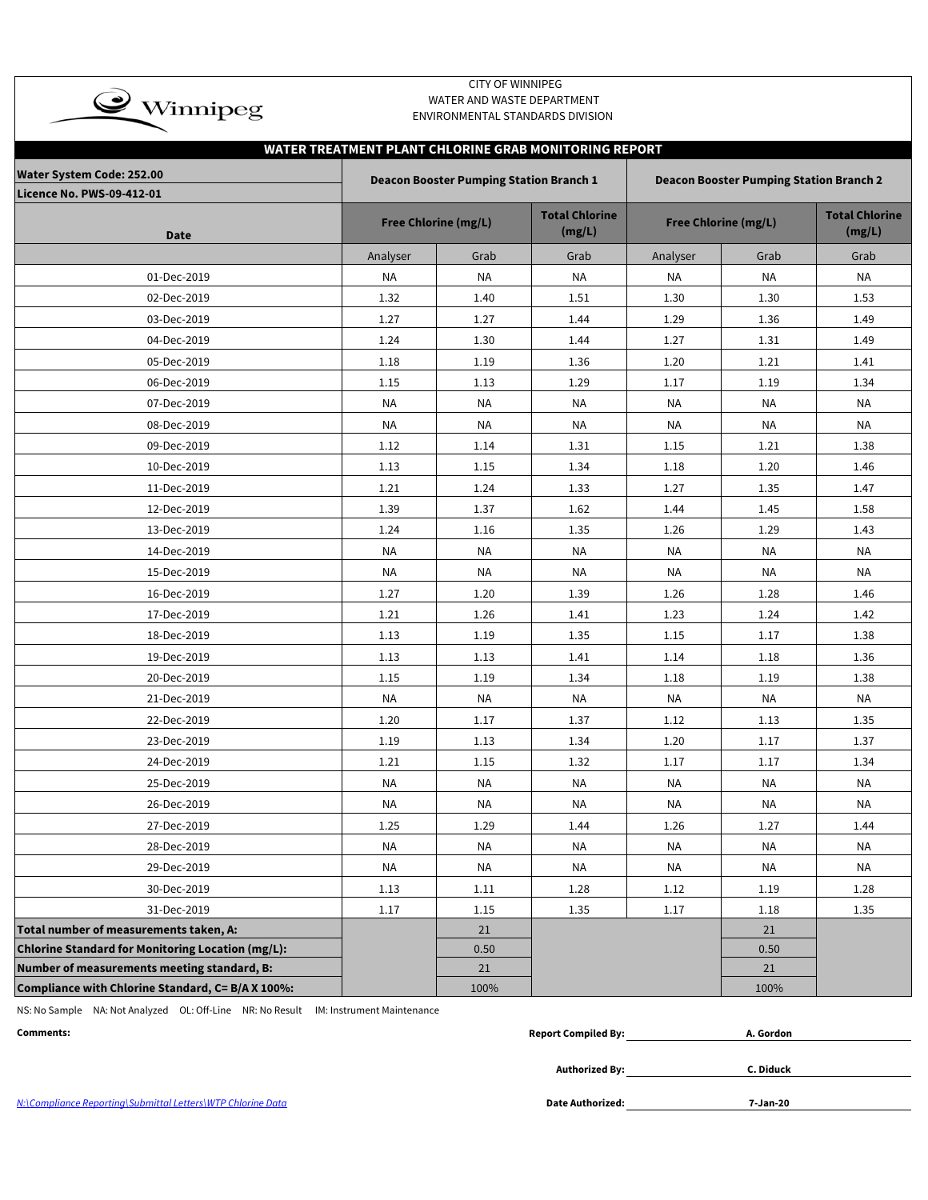CITY OF WINNIPEG
WATER AND WASTE DEPARTMENT
ENVIRONMENTAL STANDARDS DIVISION

## WATER TREATMENT PLANT CHLORINE GRAB MONITORING REPORT

**Water System Code: 252.00**
**Licence No. PWS-09-412-01**

| Date | Deacon Booster Pumping Station Branch 1 | | | Deacon Booster Pumping Station Branch 2 | | |
|---|---|---|---|---|---|---|
| | Free Chlorine (mg/L) | | Total Chlorine (mg/L) | Free Chlorine (mg/L) | | Total Chlorine (mg/L) |
| | Analyser | Grab | Grab | Analyser | Grab | Grab |
| 01-Dec-2019 | NA | NA | NA | NA | NA | NA |
| 02-Dec-2019 | 1.32 | 1.40 | 1.51 | 1.30 | 1.30 | 1.53 |
| 03-Dec-2019 | 1.27 | 1.27 | 1.44 | 1.29 | 1.36 | 1.49 |
| 04-Dec-2019 | 1.24 | 1.30 | 1.44 | 1.27 | 1.31 | 1.49 |
| 05-Dec-2019 | 1.18 | 1.19 | 1.36 | 1.20 | 1.21 | 1.41 |
| 06-Dec-2019 | 1.15 | 1.13 | 1.29 | 1.17 | 1.19 | 1.34 |
| 07-Dec-2019 | NA | NA | NA | NA | NA | NA |
| 08-Dec-2019 | NA | NA | NA | NA | NA | NA |
| 09-Dec-2019 | 1.12 | 1.14 | 1.31 | 1.15 | 1.21 | 1.38 |
| 10-Dec-2019 | 1.13 | 1.15 | 1.34 | 1.18 | 1.20 | 1.46 |
| 11-Dec-2019 | 1.21 | 1.24 | 1.33 | 1.27 | 1.35 | 1.47 |
| 12-Dec-2019 | 1.39 | 1.37 | 1.62 | 1.44 | 1.45 | 1.58 |
| 13-Dec-2019 | 1.24 | 1.16 | 1.35 | 1.26 | 1.29 | 1.43 |
| 14-Dec-2019 | NA | NA | NA | NA | NA | NA |
| 15-Dec-2019 | NA | NA | NA | NA | NA | NA |
| 16-Dec-2019 | 1.27 | 1.20 | 1.39 | 1.26 | 1.28 | 1.46 |
| 17-Dec-2019 | 1.21 | 1.26 | 1.41 | 1.23 | 1.24 | 1.42 |
| 18-Dec-2019 | 1.13 | 1.19 | 1.35 | 1.15 | 1.17 | 1.38 |
| 19-Dec-2019 | 1.13 | 1.13 | 1.41 | 1.14 | 1.18 | 1.36 |
| 20-Dec-2019 | 1.15 | 1.19 | 1.34 | 1.18 | 1.19 | 1.38 |
| 21-Dec-2019 | NA | NA | NA | NA | NA | NA |
| 22-Dec-2019 | 1.20 | 1.17 | 1.37 | 1.12 | 1.13 | 1.35 |
| 23-Dec-2019 | 1.19 | 1.13 | 1.34 | 1.20 | 1.17 | 1.37 |
| 24-Dec-2019 | 1.21 | 1.15 | 1.32 | 1.17 | 1.17 | 1.34 |
| 25-Dec-2019 | NA | NA | NA | NA | NA | NA |
| 26-Dec-2019 | NA | NA | NA | NA | NA | NA |
| 27-Dec-2019 | 1.25 | 1.29 | 1.44 | 1.26 | 1.27 | 1.44 |
| 28-Dec-2019 | NA | NA | NA | NA | NA | NA |
| 29-Dec-2019 | NA | NA | NA | NA | NA | NA |
| 30-Dec-2019 | 1.13 | 1.11 | 1.28 | 1.12 | 1.19 | 1.28 |
| 31-Dec-2019 | 1.17 | 1.15 | 1.35 | 1.17 | 1.18 | 1.35 |
| **Total number of measurements taken, A:** | | 21 | | | 21 | |
| **Chlorine Standard for Monitoring Location (mg/L):** | | 0.50 | | | 0.50 | |
| **Number of measurements meeting standard, B:** | | 21 | | | 21 | |
| **Compliance with Chlorine Standard, C= B/A X 100%:** | | 100% | | | 100% | |

NS: No Sample NA: Not Analyzed OL: Off-Line NR: No Result IM: Instrument Maintenance

**Comments:**

**Report Compiled By:** A. Gordon

**Authorized By:** C. Diduck

**Date Authorized:** 7-Jan-20

N:\Compliance Reporting\Submittal Letters\WTP Chlorine Data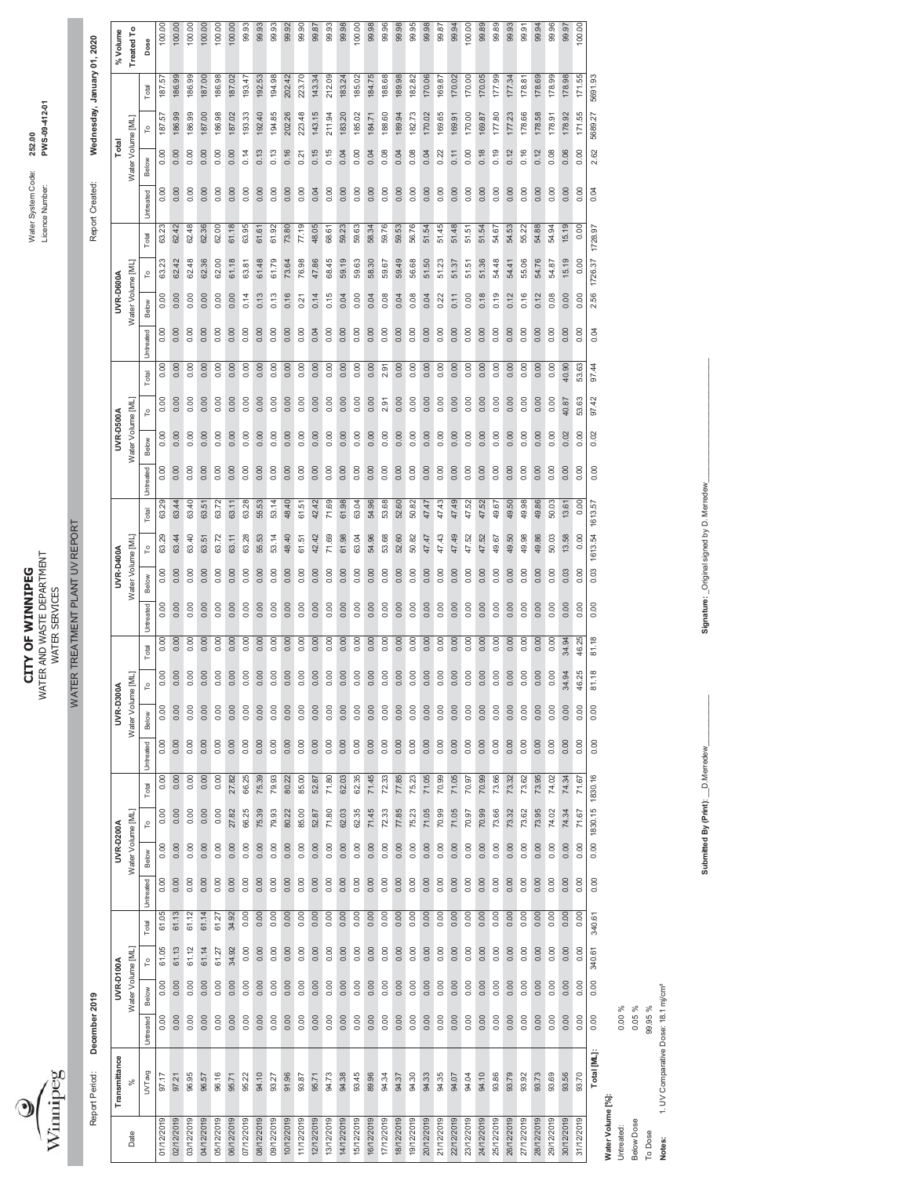# CITY OF WINNIPEG
## WATER AND WASTE DEPARTMENT
### WATER SERVICES

## WATER TREATMENT PLANT UV REPORT

Water System Code: **252.00**
Licence Number: **PWS-09-412-01**

Report Period: **December 2019**
Report Created: **Wednesday, January 01, 2020**

| Date | Transmittance % | UVR-D100A Water Volume [ML] | | | | UVR-D200A Water Volume [ML] | | | | UVR-D300A Water Volume [ML] | | | | UVR-D400A Water Volume [ML] | | | | UVR-D500A Water Volume [ML] | | | | UVR-D600A Water Volume [ML] | | | | Total Water Volume [ML] | | | | % Volume Treated To Dose |
|---|---|---|---|---|---|---|---|---|---|---|---|---|---|---|---|---|---|---|---|---|---|---|---|---|---|---|---|---|---|---|
| | UVTavg | Untreated | Below | To | Total | Untreated | Below | To | Total | Untreated | Below | To | Total | Untreated | Below | To | Total | Untreated | Below | To | Total | Untreated | Below | To | Total | Untreated | Below | To | Total | Dose |
| 01/12/2019 | 97.17 | 0.00 | 0.00 | 61.05 | 61.05 | 0.00 | 0.00 | 0.00 | 0.00 | 0.00 | 0.00 | 0.00 | 0.00 | 0.00 | 0.00 | 63.29 | 63.29 | 0.00 | 0.00 | 0.00 | 0.00 | 0.00 | 0.00 | 63.23 | 63.23 | 0.00 | 0.00 | 187.57 | 187.57 | 100.00 |
| 02/12/2019 | 97.21 | 0.00 | 0.00 | 61.13 | 61.13 | 0.00 | 0.00 | 0.00 | 0.00 | 0.00 | 0.00 | 0.00 | 0.00 | 0.00 | 0.00 | 63.44 | 63.44 | 0.00 | 0.00 | 0.00 | 0.00 | 0.00 | 0.00 | 62.42 | 62.42 | 0.00 | 0.00 | 186.99 | 186.99 | 100.00 |
| 03/12/2019 | 96.95 | 0.00 | 0.00 | 61.12 | 61.12 | 0.00 | 0.00 | 0.00 | 0.00 | 0.00 | 0.00 | 0.00 | 0.00 | 0.00 | 0.00 | 63.40 | 63.40 | 0.00 | 0.00 | 0.00 | 0.00 | 0.00 | 0.00 | 62.48 | 62.48 | 0.00 | 0.00 | 186.99 | 186.99 | 100.00 |
| 04/12/2019 | 96.57 | 0.00 | 0.00 | 61.14 | 61.14 | 0.00 | 0.00 | 0.00 | 0.00 | 0.00 | 0.00 | 0.00 | 0.00 | 0.00 | 0.00 | 63.51 | 63.51 | 0.00 | 0.00 | 0.00 | 0.00 | 0.00 | 0.00 | 62.36 | 62.36 | 0.00 | 0.00 | 187.00 | 187.00 | 100.00 |
| 05/12/2019 | 96.16 | 0.00 | 0.00 | 61.27 | 61.27 | 0.00 | 0.00 | 0.00 | 0.00 | 0.00 | 0.00 | 0.00 | 0.00 | 0.00 | 0.00 | 63.72 | 63.72 | 0.00 | 0.00 | 0.00 | 0.00 | 0.00 | 0.00 | 62.00 | 62.00 | 0.00 | 0.00 | 186.98 | 186.98 | 100.00 |
| 06/12/2019 | 95.71 | 0.00 | 0.00 | 34.92 | 34.92 | 0.00 | 0.00 | 27.82 | 27.82 | 0.00 | 0.00 | 0.00 | 0.00 | 0.00 | 0.00 | 63.11 | 63.11 | 0.00 | 0.00 | 0.00 | 0.00 | 0.00 | 0.00 | 61.18 | 61.18 | 0.00 | 0.00 | 187.02 | 187.02 | 100.00 |
| 07/12/2019 | 95.22 | 0.00 | 0.00 | 0.00 | 0.00 | 0.00 | 0.00 | 66.25 | 66.25 | 0.00 | 0.00 | 0.00 | 0.00 | 0.00 | 0.00 | 63.28 | 63.28 | 0.00 | 0.00 | 0.00 | 0.00 | 0.00 | 0.14 | 63.81 | 63.95 | 0.00 | 0.14 | 193.33 | 193.47 | 99.93 |
| 08/12/2019 | 94.10 | 0.00 | 0.00 | 0.00 | 0.00 | 0.00 | 0.00 | 75.39 | 75.39 | 0.00 | 0.00 | 0.00 | 0.00 | 0.00 | 0.00 | 55.53 | 55.53 | 0.00 | 0.00 | 0.00 | 0.00 | 0.00 | 0.13 | 61.48 | 61.61 | 0.00 | 0.13 | 192.40 | 192.53 | 99.93 |
| 09/12/2019 | 93.27 | 0.00 | 0.00 | 0.00 | 0.00 | 0.00 | 0.00 | 79.93 | 79.93 | 0.00 | 0.00 | 0.00 | 0.00 | 0.00 | 0.00 | 53.14 | 53.14 | 0.00 | 0.00 | 0.00 | 0.00 | 0.00 | 0.13 | 61.79 | 61.92 | 0.00 | 0.13 | 194.85 | 194.98 | 99.93 |
| 10/12/2019 | 91.96 | 0.00 | 0.00 | 0.00 | 0.00 | 0.00 | 0.00 | 80.22 | 80.22 | 0.00 | 0.00 | 0.00 | 0.00 | 0.00 | 0.00 | 48.40 | 48.40 | 0.00 | 0.00 | 0.00 | 0.00 | 0.00 | 0.16 | 73.64 | 73.80 | 0.00 | 0.16 | 202.26 | 202.42 | 99.92 |
| 11/12/2019 | 93.87 | 0.00 | 0.00 | 0.00 | 0.00 | 0.00 | 0.00 | 85.00 | 85.00 | 0.00 | 0.00 | 0.00 | 0.00 | 0.00 | 0.00 | 61.51 | 61.51 | 0.00 | 0.00 | 0.00 | 0.00 | 0.00 | 0.21 | 76.98 | 77.19 | 0.00 | 0.21 | 223.48 | 223.70 | 99.90 |
| 12/12/2019 | 95.71 | 0.00 | 0.00 | 0.00 | 0.00 | 0.00 | 0.00 | 52.87 | 52.87 | 0.00 | 0.00 | 0.00 | 0.00 | 0.00 | 0.00 | 42.42 | 42.42 | 0.00 | 0.00 | 0.00 | 0.00 | 0.04 | 0.14 | 47.86 | 48.05 | 0.04 | 0.15 | 143.15 | 143.34 | 99.87 |
| 13/12/2019 | 94.73 | 0.00 | 0.00 | 0.00 | 0.00 | 0.00 | 0.00 | 71.80 | 71.80 | 0.00 | 0.00 | 0.00 | 0.00 | 0.00 | 0.00 | 71.69 | 71.69 | 0.00 | 0.00 | 0.00 | 0.00 | 0.00 | 0.15 | 68.45 | 68.61 | 0.00 | 0.15 | 211.94 | 212.09 | 99.93 |
| 14/12/2019 | 94.38 | 0.00 | 0.00 | 0.00 | 0.00 | 0.00 | 0.00 | 62.03 | 62.03 | 0.00 | 0.00 | 0.00 | 0.00 | 0.00 | 0.00 | 61.98 | 61.98 | 0.00 | 0.00 | 0.00 | 0.00 | 0.00 | 0.04 | 59.19 | 59.23 | 0.00 | 0.04 | 183.20 | 183.24 | 99.98 |
| 15/12/2019 | 93.45 | 0.00 | 0.00 | 0.00 | 0.00 | 0.00 | 0.00 | 62.35 | 62.35 | 0.00 | 0.00 | 0.00 | 0.00 | 0.00 | 0.00 | 63.04 | 63.04 | 0.00 | 0.00 | 0.00 | 0.00 | 0.00 | 0.00 | 59.63 | 59.63 | 0.00 | 0.00 | 185.02 | 185.02 | 100.00 |
| 16/12/2019 | 89.96 | 0.00 | 0.00 | 0.00 | 0.00 | 0.00 | 0.00 | 71.45 | 71.45 | 0.00 | 0.00 | 0.00 | 0.00 | 0.00 | 0.00 | 54.96 | 54.96 | 0.00 | 0.00 | 0.00 | 0.00 | 0.00 | 0.04 | 58.30 | 58.34 | 0.00 | 0.04 | 184.71 | 184.75 | 99.98 |
| 17/12/2019 | 94.34 | 0.00 | 0.00 | 0.00 | 0.00 | 0.00 | 0.00 | 72.33 | 72.33 | 0.00 | 0.00 | 0.00 | 0.00 | 0.00 | 0.00 | 53.68 | 53.68 | 0.00 | 0.00 | 2.91 | 2.91 | 0.00 | 0.08 | 59.67 | 59.76 | 0.00 | 0.08 | 188.60 | 188.68 | 99.96 |
| 18/12/2019 | 94.37 | 0.00 | 0.00 | 0.00 | 0.00 | 0.00 | 0.00 | 77.85 | 77.85 | 0.00 | 0.00 | 0.00 | 0.00 | 0.00 | 0.00 | 52.60 | 52.60 | 0.00 | 0.00 | 0.00 | 0.00 | 0.00 | 0.04 | 59.49 | 59.53 | 0.00 | 0.04 | 189.94 | 189.98 | 99.98 |
| 19/12/2019 | 94.30 | 0.00 | 0.00 | 0.00 | 0.00 | 0.00 | 0.00 | 75.23 | 75.23 | 0.00 | 0.00 | 0.00 | 0.00 | 0.00 | 0.00 | 50.82 | 50.82 | 0.00 | 0.00 | 0.00 | 0.00 | 0.00 | 0.08 | 56.68 | 56.76 | 0.00 | 0.08 | 182.73 | 182.82 | 99.95 |
| 20/12/2019 | 94.33 | 0.00 | 0.00 | 0.00 | 0.00 | 0.00 | 0.00 | 71.05 | 71.05 | 0.00 | 0.00 | 0.00 | 0.00 | 0.00 | 0.00 | 47.47 | 47.47 | 0.00 | 0.00 | 0.00 | 0.00 | 0.00 | 0.04 | 51.50 | 51.54 | 0.00 | 0.04 | 170.02 | 170.06 | 99.98 |
| 21/12/2019 | 94.35 | 0.00 | 0.00 | 0.00 | 0.00 | 0.00 | 0.00 | 70.99 | 70.99 | 0.00 | 0.00 | 0.00 | 0.00 | 0.00 | 0.00 | 47.43 | 47.43 | 0.00 | 0.00 | 0.00 | 0.00 | 0.00 | 0.22 | 51.23 | 51.45 | 0.00 | 0.22 | 169.65 | 169.87 | 99.87 |
| 22/12/2019 | 94.07 | 0.00 | 0.00 | 0.00 | 0.00 | 0.00 | 0.00 | 71.05 | 71.05 | 0.00 | 0.00 | 0.00 | 0.00 | 0.00 | 0.00 | 47.49 | 47.49 | 0.00 | 0.00 | 0.00 | 0.00 | 0.00 | 0.11 | 51.37 | 51.48 | 0.00 | 0.11 | 169.91 | 170.02 | 99.94 |
| 23/12/2019 | 94.04 | 0.00 | 0.00 | 0.00 | 0.00 | 0.00 | 0.00 | 70.97 | 70.97 | 0.00 | 0.00 | 0.00 | 0.00 | 0.00 | 0.00 | 47.52 | 47.52 | 0.00 | 0.00 | 0.00 | 0.00 | 0.00 | 0.00 | 51.51 | 51.51 | 0.00 | 0.00 | 170.00 | 170.00 | 100.00 |
| 24/12/2019 | 94.10 | 0.00 | 0.00 | 0.00 | 0.00 | 0.00 | 0.00 | 70.99 | 70.99 | 0.00 | 0.00 | 0.00 | 0.00 | 0.00 | 0.00 | 47.52 | 47.52 | 0.00 | 0.00 | 0.00 | 0.00 | 0.00 | 0.18 | 51.36 | 51.54 | 0.00 | 0.18 | 169.87 | 170.05 | 99.89 |
| 25/12/2019 | 93.86 | 0.00 | 0.00 | 0.00 | 0.00 | 0.00 | 0.00 | 73.66 | 73.66 | 0.00 | 0.00 | 0.00 | 0.00 | 0.00 | 0.00 | 49.67 | 49.67 | 0.00 | 0.00 | 0.00 | 0.00 | 0.00 | 0.19 | 54.48 | 54.67 | 0.00 | 0.19 | 177.80 | 177.99 | 99.89 |
| 26/12/2019 | 93.79 | 0.00 | 0.00 | 0.00 | 0.00 | 0.00 | 0.00 | 73.32 | 73.32 | 0.00 | 0.00 | 0.00 | 0.00 | 0.00 | 0.00 | 49.50 | 49.50 | 0.00 | 0.00 | 0.00 | 0.00 | 0.00 | 0.12 | 54.41 | 54.53 | 0.00 | 0.12 | 177.23 | 177.34 | 99.93 |
| 27/12/2019 | 93.92 | 0.00 | 0.00 | 0.00 | 0.00 | 0.00 | 0.00 | 73.62 | 73.62 | 0.00 | 0.00 | 0.00 | 0.00 | 0.00 | 0.00 | 49.98 | 49.98 | 0.00 | 0.00 | 0.00 | 0.00 | 0.00 | 0.16 | 55.06 | 55.22 | 0.00 | 0.16 | 178.66 | 178.81 | 99.91 |
| 28/12/2019 | 93.73 | 0.00 | 0.00 | 0.00 | 0.00 | 0.00 | 0.00 | 73.95 | 73.95 | 0.00 | 0.00 | 0.00 | 0.00 | 0.00 | 0.00 | 49.86 | 49.86 | 0.00 | 0.00 | 0.00 | 0.00 | 0.00 | 0.12 | 54.76 | 54.88 | 0.00 | 0.12 | 178.58 | 178.69 | 99.94 |
| 29/12/2019 | 93.69 | 0.00 | 0.00 | 0.00 | 0.00 | 0.00 | 0.00 | 74.02 | 74.02 | 0.00 | 0.00 | 0.00 | 0.00 | 0.00 | 0.00 | 50.03 | 50.03 | 0.00 | 0.00 | 0.00 | 0.00 | 0.00 | 0.08 | 54.87 | 54.94 | 0.00 | 0.08 | 178.91 | 178.99 | 99.96 |
| 30/12/2019 | 93.56 | 0.00 | 0.00 | 0.00 | 0.00 | 0.00 | 0.00 | 74.34 | 74.34 | 0.00 | 0.00 | 34.94 | 34.94 | 0.00 | 0.03 | 13.58 | 13.61 | 0.00 | 0.02 | 40.87 | 40.90 | 0.00 | 0.00 | 15.19 | 15.19 | 0.00 | 0.06 | 178.92 | 178.98 | 99.97 |
| 31/12/2019 | 93.70 | 0.00 | 0.00 | 0.00 | 0.00 | 0.00 | 0.00 | 71.67 | 71.67 | 0.00 | 0.00 | 46.25 | 46.25 | 0.00 | 0.00 | 0.00 | 0.00 | 0.00 | 0.00 | 53.63 | 53.63 | 0.00 | 0.00 | 0.00 | 0.00 | 0.00 | 0.00 | 171.55 | 171.55 | 100.00 |
| **Total [ML]:** | | 0.00 | 0.00 | 340.61 | 340.61 | 0.00 | 0.00 | 1830.15 | 1830.16 | 0.00 | 0.00 | 81.18 | 81.18 | 0.00 | 0.03 | 1613.54 | 1613.57 | 0.00 | 0.02 | 97.42 | 97.44 | 0.04 | 2.56 | 1726.37 | 1728.97 | 0.04 | 2.62 | 5689.27 | 5691.93 | |

**Water Volume [%]:**

Untreated: 0.00 %
Below Dose 0.05 %
To Dose 99.95 %

**Notes:** 1. UV Comparative Dose: 18.1 mJ/cm²

**Submitted By (Print):** D.Merredew

**Signature:** Original signed by D. Merredew